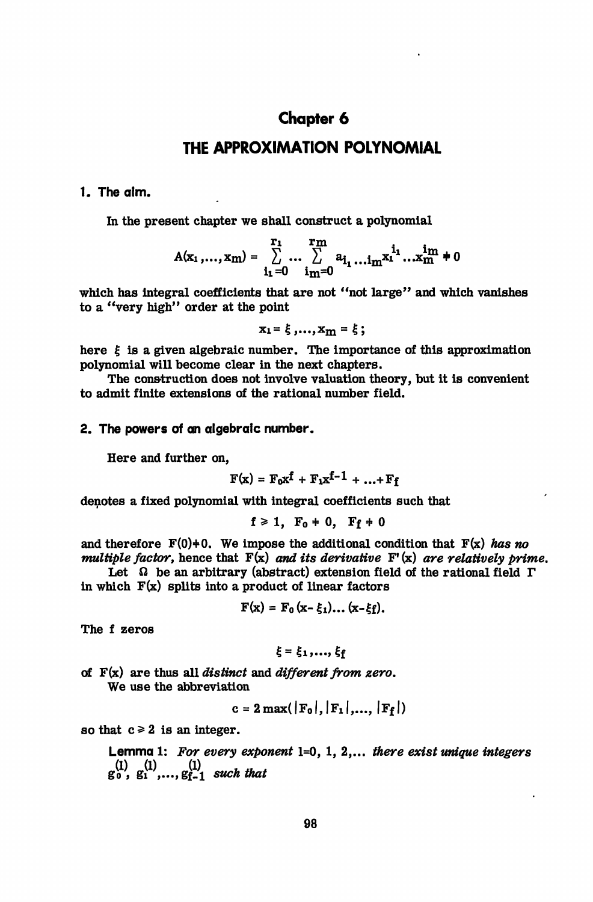# Chapter 6

## THE APPROXIMATION POLYNOMIAL

### 1. The aim.

In the present chapter we shall construct a polynomial

$$A(x_1,\ldots,x_m) = \sum_{i_1=0}^{r_1} \cdots \sum_{i_m=0}^{r_m} a_{i_1 \ldots i_m} x_1^{i_1} \ldots x_m^{i_m} \neq 0$$

which has integral coefficients that are not "not large" and which vanishes to a "very high" order at the point

$$x_1 = \xi, \ldots, x_m = \xi;$$

here $\xi$ is a given algebraic number. The importance of this approximation polynomial will become clear in the next chapters.

The construction does not involve valuation theory, but it is convenient to admit finite extensions of the rational number field.

### 2. The powers of an algebraic number.

Here and further on,

$$F(x) = F_0 x^f + F_1 x^{f-1} + \ldots + F_f$$

denotes a fixed polynomial with integral coefficients such that

$$f \geq 1, \quad F_0 \neq 0, \quad F_f \neq 0$$

and therefore $F(0) \neq 0$. We impose the additional condition that $F(x)$ *has no multiple factor*, hence that $F(x)$ *and its derivative* $F'(x)$ *are relatively prime*.

Let $\Omega$ be an arbitrary (abstract) extension field of the rational field $\Gamma$ in which $F(x)$ splits into a product of linear factors

$$F(x) = F_0 (x - \xi_1) \ldots (x - \xi_f).$$

The f zeros

$$\xi = \xi_1, \ldots, \xi_f$$

of $F(x)$ are thus all *distinct* and *different from zero*.

We use the abbreviation

$$c = 2 \max(|F_0|, |F_1|, \ldots, |F_f|)$$

so that $c \geq 2$ is an integer.

**Lemma 1:** *For every exponent* $l = 0, 1, 2, \ldots$ *there exist unique integers* $g_0^{(l)}, g_1^{(l)}, \ldots, g_{f-1}^{(l)}$ *such that*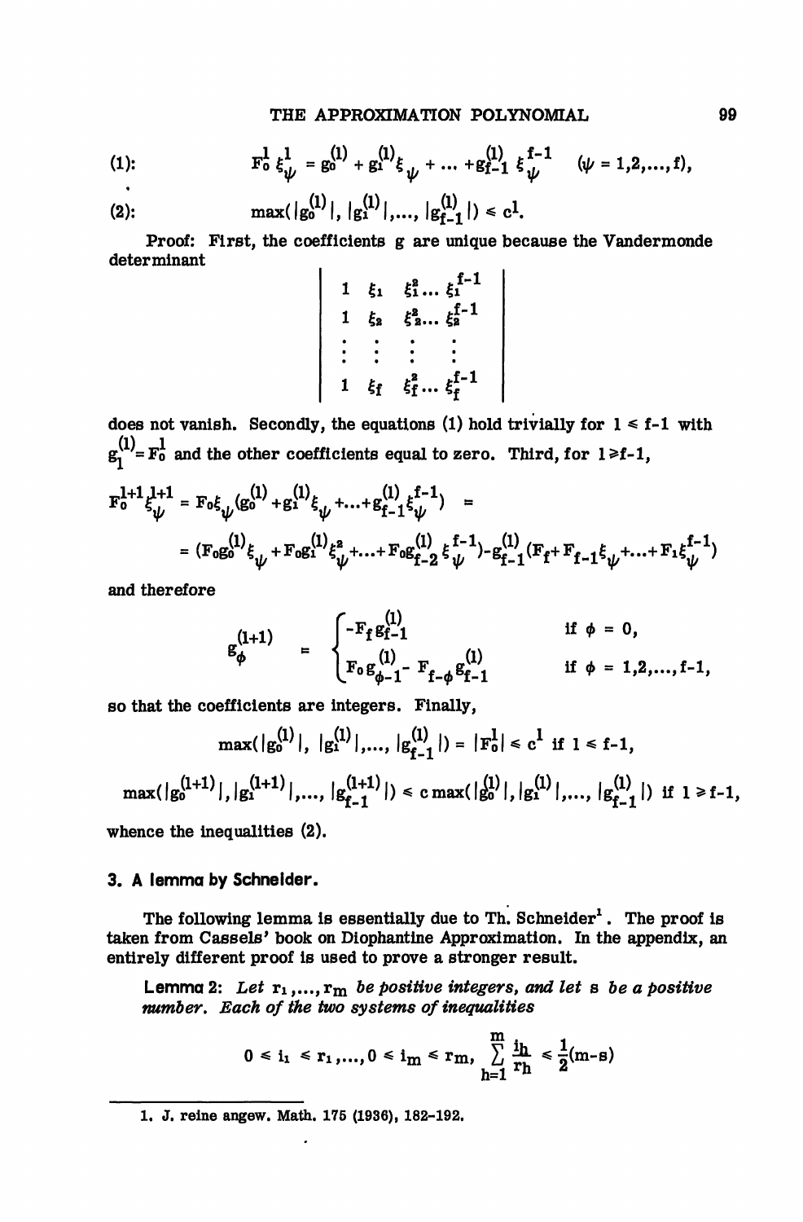(1): $$F_0^l \xi_\psi^l = g_0^{(l)} + g_1^{(l)}\xi_\psi + \ldots + g_{f-1}^{(l)} \xi_\psi^{f-1} \quad (\psi = 1,2,\ldots,f),$$

(2): $$\max(|g_0^{(l)}|, |g_1^{(l)}|,\ldots, |g_{f-1}^{(l)}|) \leq c^l.$$

Proof: First, the coefficients g are unique because the Vandermonde determinant

$$\begin{vmatrix} 1 & \xi_1 & \xi_1^2 \ldots \xi_1^{f-1} \\ 1 & \xi_2 & \xi_2^2 \ldots \xi_2^{f-1} \\ \vdots & \vdots & \vdots \quad \vdots \\ 1 & \xi_f & \xi_f^2 \ldots \xi_f^{f-1} \end{vmatrix}$$

does not vanish. Secondly, the equations (1) hold trivially for $l \leq f-1$ with $g_l^{(l)} = F_0^l$ and the other coefficients equal to zero. Third, for $l \geq f-1$,

$$F_0^{l+1}\xi_\psi^{l+1} = F_0\xi_\psi(g_0^{(l)} + g_1^{(l)}\xi_\psi + \ldots + g_{f-1}^{(l)}\xi_\psi^{f-1}) =$$
$$= (F_0 g_0^{(l)}\xi_\psi + F_0 g_1^{(l)}\xi_\psi^2 + \ldots + F_0 g_{f-2}^{(l)}\xi_\psi^{f-1}) - g_{f-1}^{(l)}(F_f + F_{f-1}\xi_\psi + \ldots + F_1\xi_\psi^{f-1})$$

and therefore

$$g_\phi^{(l+1)} = \begin{cases} -F_f g_{f-1}^{(l)} & \text{if } \phi = 0, \\ F_0 g_{\phi-1}^{(l)} - F_{f-\phi} g_{f-1}^{(l)} & \text{if } \phi = 1,2,\ldots,f-1, \end{cases}$$

so that the coefficients are integers. Finally,

$$\max(|g_0^{(l)}|, |g_1^{(l)}|,\ldots, |g_{f-1}^{(l)}|) = |F_0^l| \leq c^l \text{ if } l \leq f-1,$$

$$\max(|g_0^{(l+1)}|, |g_1^{(l+1)}|,\ldots, |g_{f-1}^{(l+1)}|) \leq c\max(|g_0^{(l)}|, |g_1^{(l)}|,\ldots, |g_{f-1}^{(l)}|) \text{ if } l \geq f-1,$$

whence the inequalities (2).

## 3. A lemma by Schneider.

The following lemma is essentially due to Th. Schneider[1]. The proof is taken from Cassels' book on Diophantine Approximation. In the appendix, an entirely different proof is used to prove a stronger result.

**Lemma 2:** *Let $r_1,\ldots,r_m$ be positive integers, and let s be a positive number. Each of the two systems of inequalities*

$$0 \leq i_1 \leq r_1,\ldots, 0 \leq i_m \leq r_m, \sum_{h=1}^{m} \frac{i_h}{r_h} \leq \frac{1}{2}(m-s)$$

---

1. J. reine angew. Math. 175 (1936), 182-192.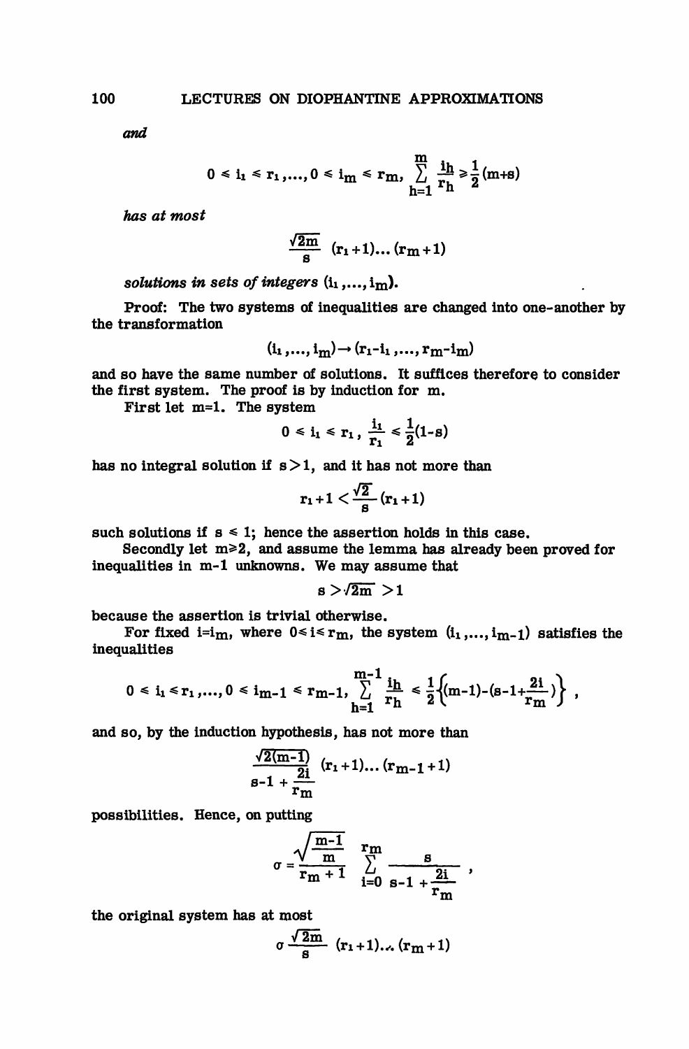*and*

$$0 \leq i_1 \leq r_1, \ldots, 0 \leq i_m \leq r_m, \sum_{h=1}^{m} \frac{i_h}{r_h} \geq \frac{1}{2}(m+s)$$

*has at most*

$$\frac{\sqrt{2m}}{s} (r_1+1)\ldots(r_m+1)$$

*solutions in sets of integers* $(i_1, \ldots, i_m)$.

Proof: The two systems of inequalities are changed into one-another by the transformation

$$(i_1, \ldots, i_m) \rightarrow (r_1 - i_1, \ldots, r_m - i_m)$$

and so have the same number of solutions. It suffices therefore to consider the first system. The proof is by induction for $m$.

First let $m=1$. The system

$$0 \leq i_1 \leq r_1, \frac{i_1}{r_1} \leq \frac{1}{2}(1-s)$$

has no integral solution if $s > 1$, and it has not more than

$$r_1 + 1 < \frac{\sqrt{2}}{s}(r_1+1)$$

such solutions if $s \leq 1$; hence the assertion holds in this case.

Secondly let $m \geq 2$, and assume the lemma has already been proved for inequalities in $m-1$ unknowns. We may assume that

$$s > \sqrt{2m} > 1$$

because the assertion is trivial otherwise.

For fixed $i = i_m$, where $0 \leq i \leq r_m$, the system $(i_1, \ldots, i_{m-1})$ satisfies the inequalities

$$0 \leq i_1 \leq r_1, \ldots, 0 \leq i_{m-1} \leq r_{m-1}, \sum_{h=1}^{m-1} \frac{i_h}{r_h} \leq \frac{1}{2}\left\{(m-1) - (s - 1 + \frac{2i}{r_m})\right\},$$

and so, by the induction hypothesis, has not more than

$$\frac{\sqrt{2(m-1)}}{s - 1 + \frac{2i}{r_m}} (r_1+1)\ldots(r_{m-1}+1)$$

possibilities. Hence, on putting

$$\sigma = \frac{\sqrt{\frac{m-1}{m}}}{r_m + 1} \sum_{i=0}^{r_m} \frac{s}{s - 1 + \frac{2i}{r_m}},$$

the original system has at most

$$\sigma \frac{\sqrt{2m}}{s} (r_1+1)\ldots(r_m+1)$$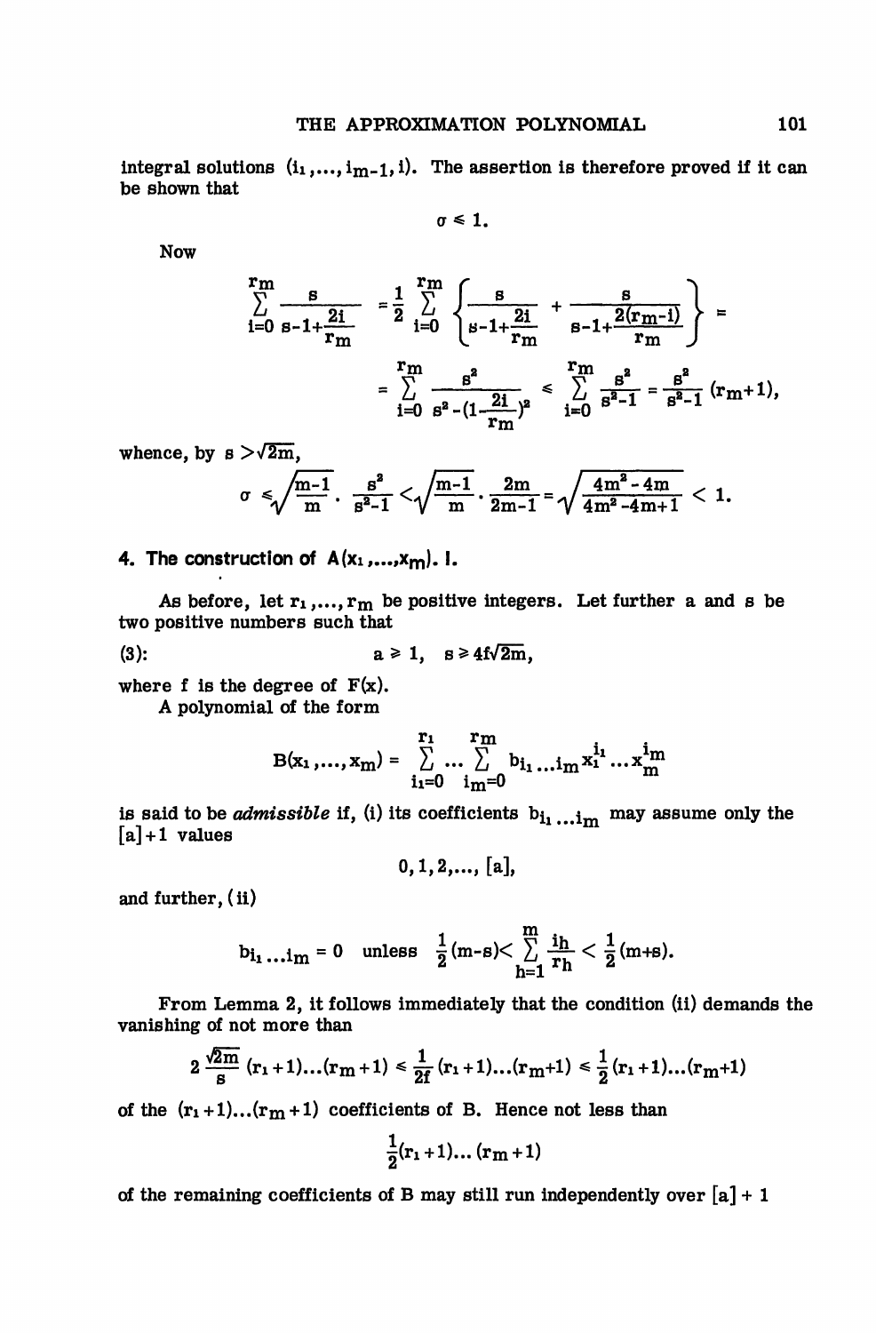integral solutions $(i_1, \ldots, i_{m-1}, i)$. The assertion is therefore proved if it can be shown that

$$\sigma \leq 1.$$

Now

$$\sum_{i=0}^{r_m} \frac{s}{s-1+\frac{2i}{r_m}} = \frac{1}{2} \sum_{i=0}^{r_m} \left\{ \frac{s}{s-1+\frac{2i}{r_m}} + \frac{s}{s-1+\frac{2(r_m-i)}{r_m}} \right\} =$$

$$= \sum_{i=0}^{r_m} \frac{s^2}{s^2-(1-\frac{2i}{r_m})^2} \leq \sum_{i=0}^{r_m} \frac{s^2}{s^2-1} = \frac{s^2}{s^2-1}(r_m+1),$$

whence, by $s > \sqrt{2m}$,

$$\sigma \leq \sqrt{\frac{m-1}{m}} \cdot \frac{s^2}{s^2-1} < \sqrt{\frac{m-1}{m}} \cdot \frac{2m}{2m-1} = \sqrt{\frac{4m^2-4m}{4m^2-4m+1}} < 1.$$

## 4. The construction of $A(x_1, \ldots, x_m)$. I.

As before, let $r_1, \ldots, r_m$ be positive integers. Let further $a$ and $s$ be two positive numbers such that

(3): $$a \geq 1, \quad s \geq 4f\sqrt{2m},$$

where $f$ is the degree of $F(x)$.

A polynomial of the form

$$B(x_1, \ldots, x_m) = \sum_{i_1=0}^{r_1} \ldots \sum_{i_m=0}^{r_m} b_{i_1 \ldots i_m} x_1^{i_1} \ldots x_m^{i_m}$$

is said to be *admissible* if, (i) its coefficients $b_{i_1 \ldots i_m}$ may assume only the $[a]+1$ values

$$0, 1, 2, \ldots, [a],$$

and further, (ii)

$$b_{i_1 \ldots i_m} = 0 \quad \text{unless} \quad \frac{1}{2}(m-s) < \sum_{h=1}^{m} \frac{i_h}{r_h} < \frac{1}{2}(m+s).$$

From Lemma 2, it follows immediately that the condition (ii) demands the vanishing of not more than

$$2\frac{\sqrt{2m}}{s}(r_1+1)\ldots(r_m+1) \leq \frac{1}{2f}(r_1+1)\ldots(r_m+1) \leq \frac{1}{2}(r_1+1)\ldots(r_m+1)$$

of the $(r_1+1)\ldots(r_m+1)$ coefficients of $B$. Hence not less than

$$\frac{1}{2}(r_1+1)\ldots(r_m+1)$$

of the remaining coefficients of $B$ may still run independently over $[a]+1$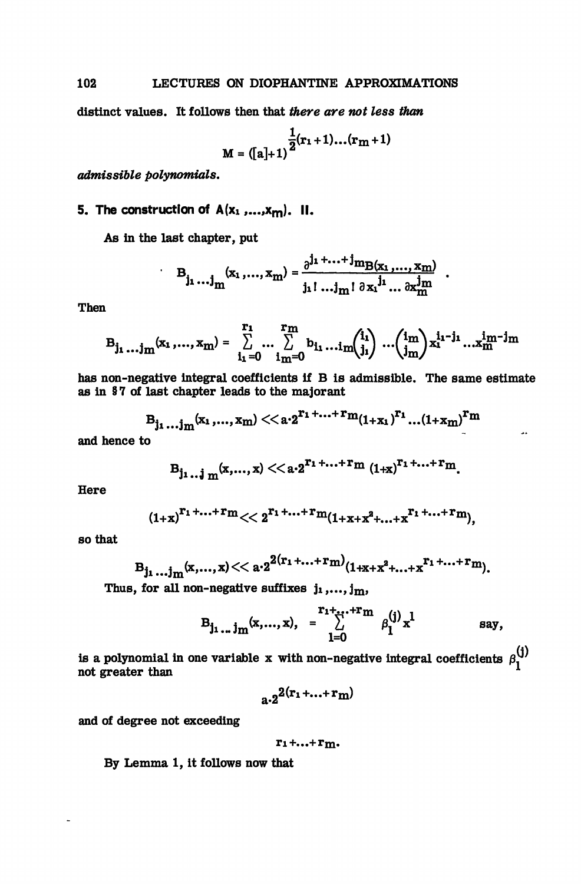distinct values. It follows then that *there are not less than*

$$M = ([a]+1)^{\frac{1}{2}(r_1+1)\dots(r_m+1)}$$

*admissible polynomials.*

## 5. The construction of $A(x_1, \dots, x_m)$. II.

As in the last chapter, put

$$B_{j_1 \dots j_m}(x_1, \dots, x_m) = \frac{\partial^{j_1+\dots+j_m} B(x_1, \dots, x_m)}{j_1! \dots j_m! \, \partial x_1^{j_1} \dots \partial x_m^{j_m}} .$$

Then

$$B_{j_1 \dots j_m}(x_1, \dots, x_m) = \sum_{i_1=0}^{r_1} \dots \sum_{i_m=0}^{r_m} b_{i_1 \dots i_m} \binom{i_1}{j_1} \dots \binom{i_m}{j_m} x_1^{i_1-j_1} \dots x_m^{i_m-j_m}$$

has non-negative integral coefficients if B is admissible. The same estimate as in §7 of last chapter leads to the majorant

$$B_{j_1 \dots j_m}(x_1, \dots, x_m) << a \cdot 2^{r_1+\dots+r_m}(1+x_1)^{r_1} \dots (1+x_m)^{r_m}$$

and hence to

$$B_{j_1 \dots j_m}(x, \dots, x) << a \cdot 2^{r_1+\dots+r_m} (1+x)^{r_1+\dots+r_m}.$$

Here

$$(1+x)^{r_1+\dots+r_m} << 2^{r_1+\dots+r_m}(1+x+x^2+\dots+x^{r_1+\dots+r_m}),$$

so that

$$B_{j_1 \dots j_m}(x, \dots, x) << a \cdot 2^{2(r_1+\dots+r_m)}(1+x+x^2+\dots+x^{r_1+\dots+r_m}).$$

Thus, for all non-negative suffixes $j_1, \dots, j_m$,

$$B_{j_1 \dots j_m}(x, \dots, x), = \sum_{l=0}^{r_1+\dots+r_m} \beta_l^{(j)} x^l \qquad \text{say,}$$

is a polynomial in one variable x with non-negative integral coefficients $\beta_l^{(j)}$ not greater than

$$a \cdot 2^{2(r_1+\dots+r_m)}$$

and of degree not exceeding

$$r_1+\dots+r_m.$$

By Lemma 1, it follows now that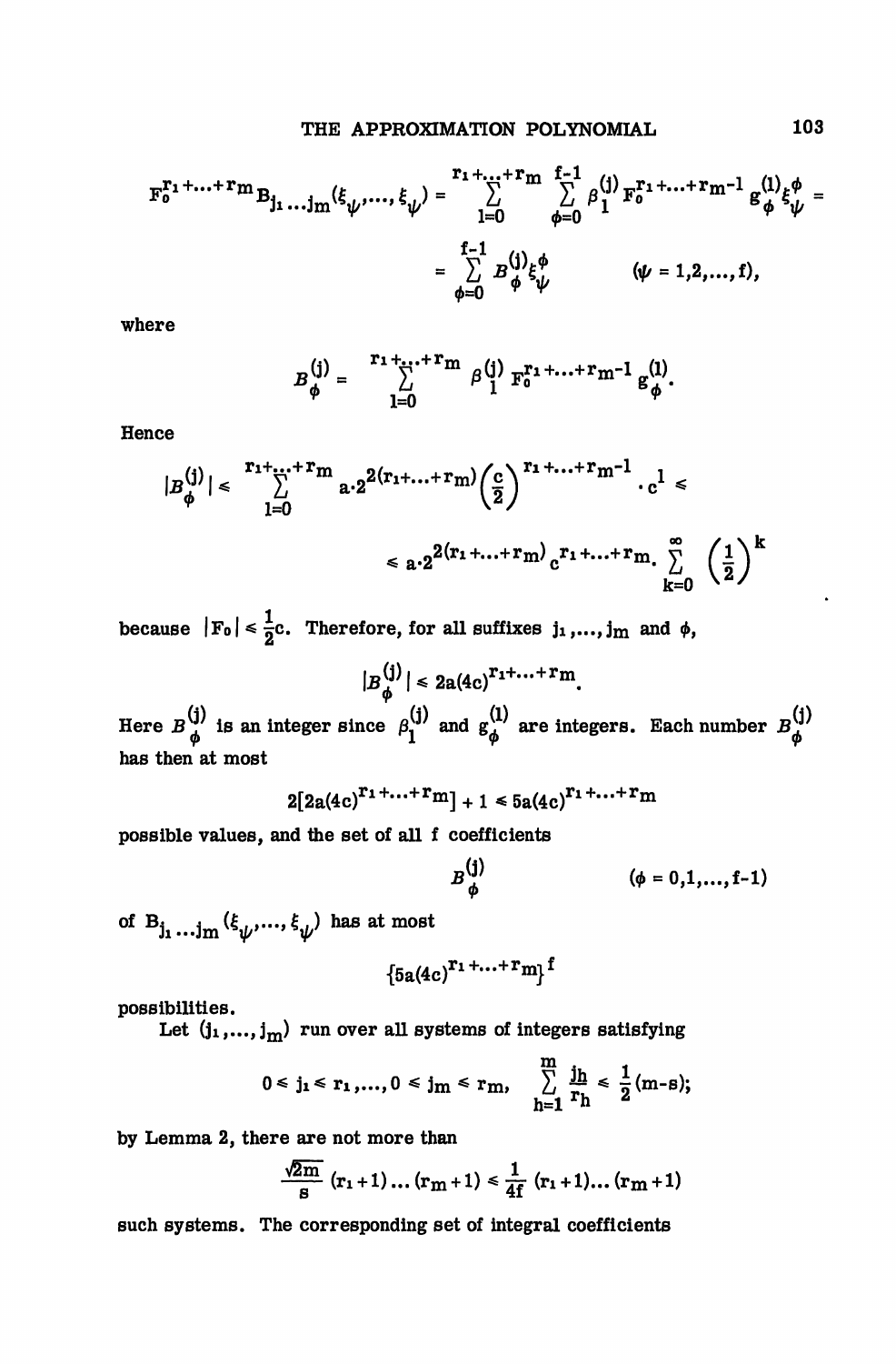$$F_0^{r_1+\ldots+r_m} B_{j_1\ldots j_m}(\xi_\psi,\ldots,\xi_\psi) = \sum_{l=0}^{r_1+\ldots+r_m} \sum_{\phi=0}^{f-1} \beta_l^{(j)} F_0^{r_1+\ldots+r_m-l} g_\phi^{(l)} \xi_\psi^\phi =$$

$$= \sum_{\phi=0}^{f-1} B_\phi^{(j)} \xi_\psi^\phi \qquad (\psi = 1,2,\ldots,f),$$

where

$$B_\phi^{(j)} = \sum_{l=0}^{r_1+\ldots+r_m} \beta_l^{(j)} F_0^{r_1+\ldots+r_m-l} g_\phi^{(l)}.$$

Hence

$$|B_\phi^{(j)}| \leqslant \sum_{l=0}^{r_1+\ldots+r_m} a\cdot 2^{2(r_1+\ldots+r_m)} \left(\frac{c}{2}\right)^{r_1+\ldots+r_m-l} \cdot c^l \leqslant$$

$$\leqslant a\cdot 2^{2(r_1+\ldots+r_m)} c^{r_1+\ldots+r_m} \cdot \sum_{k=0}^{\infty} \left(\frac{1}{2}\right)^k$$

because $|F_0| \leqslant \frac{1}{2}c$. Therefore, for all suffixes $j_1,\ldots,j_m$ and $\phi$,

$$|B_\phi^{(j)}| \leqslant 2a(4c)^{r_1+\ldots+r_m}.$$

Here $B_\phi^{(j)}$ is an integer since $\beta_l^{(j)}$ and $g_\phi^{(l)}$ are integers. Each number $B_\phi^{(j)}$ has then at most

$$2[2a(4c)^{r_1+\ldots+r_m}] + 1 \leqslant 5a(4c)^{r_1+\ldots+r_m}$$

possible values, and the set of all $f$ coefficients

$$B_\phi^{(j)} \qquad (\phi = 0,1,\ldots,f-1)$$

of $B_{j_1\ldots j_m}(\xi_\psi,\ldots,\xi_\psi)$ has at most

$$\{5a(4c)^{r_1+\ldots+r_m}\}^f$$

possibilities.

Let $(j_1,\ldots,j_m)$ run over all systems of integers satisfying

$$0 \leqslant j_1 \leqslant r_1,\ldots, 0 \leqslant j_m \leqslant r_m, \quad \sum_{h=1}^{m} \frac{j_h}{r_h} \leqslant \frac{1}{2}(m-s);$$

by Lemma 2, there are not more than

$$\frac{\sqrt{2m}}{s}(r_1+1)\ldots(r_m+1) \leqslant \frac{1}{4f}(r_1+1)\ldots(r_m+1)$$

such systems. The corresponding set of integral coefficients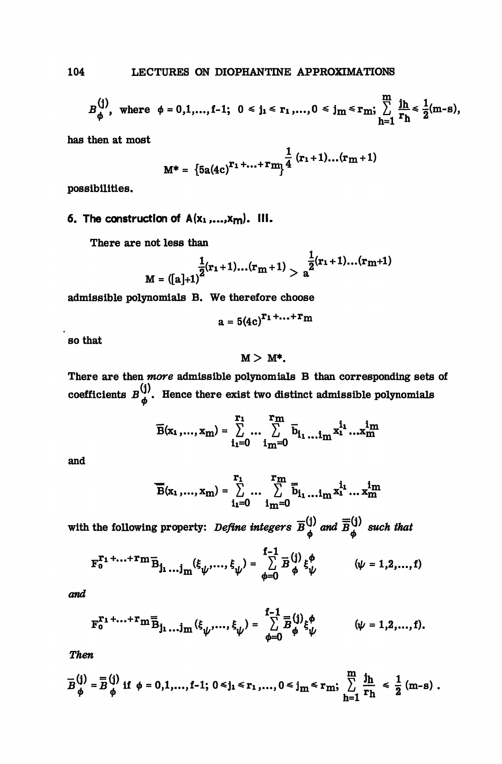$$B_\phi^{(j)}, \text{ where } \phi = 0,1,\ldots,f-1;\ 0 \leq j_1 \leq r_1,\ldots,0 \leq j_m \leq r_m;\ \sum_{h=1}^{m} \frac{j_h}{r_h} \leq \frac{1}{2}(m-s),$$

has then at most

$$M^* = \{5a(4c)^{r_1+\ldots+r_m}\}^{\frac{1}{4}(r_1+1)\ldots(r_m+1)}$$

possibilities.

## 6. The construction of $A(x_1,\ldots,x_m)$. III.

There are not less than

$$M = ([a]+1)^{\frac{1}{2}(r_1+1)\ldots(r_m+1)} > a^{\frac{1}{2}(r_1+1)\ldots(r_m+1)}$$

admissible polynomials B. We therefore choose

$$a = 5(4c)^{r_1+\ldots+r_m}$$

so that

$$M > M^*.$$

There are then *more* admissible polynomials B than corresponding sets of coefficients $B_\phi^{(j)}$. Hence there exist two distinct admissible polynomials

$$\overline{B}(x_1,\ldots,x_m) = \sum_{i_1=0}^{r_1} \cdots \sum_{i_m=0}^{r_m} \overline{b}_{i_1\ldots i_m} x_1^{i_1}\ldots x_m^{i_m}$$

and

$$\overline{\overline{B}}(x_1,\ldots,x_m) = \sum_{i_1=0}^{r_1} \cdots \sum_{i_m=0}^{r_m} \overline{\overline{b}}_{i_1\ldots i_m} x_1^{i_1}\ldots x_m^{i_m}$$

with the following property: *Define integers* $\overline{B}_\phi^{(j)}$ *and* $\overline{\overline{B}}_\phi^{(j)}$ *such that*

$$F_0^{r_1+\ldots+r_m}\overline{B}_{j_1\ldots j_m}(\xi_\psi,\ldots,\xi_\psi) = \sum_{\phi=0}^{f-1} \overline{B}_\phi^{(j)} \xi_\psi^\phi \qquad (\psi = 1,2,\ldots,f)$$

*and*

$$F_0^{r_1+\ldots+r_m}\overline{\overline{B}}_{j_1\ldots j_m}(\xi_\psi,\ldots,\xi_\psi) = \sum_{\phi=0}^{f-1} \overline{\overline{B}}_\phi^{(j)} \xi_\psi^\phi \qquad (\psi = 1,2,\ldots,f).$$

*Then*

$$\overline{B}_\phi^{(j)} = \overline{\overline{B}}_\phi^{(j)} \text{ if } \phi = 0,1,\ldots,f-1;\ 0 \leq j_1 \leq r_1,\ldots,0 \leq j_m \leq r_m;\ \sum_{h=1}^{m} \frac{j_h}{r_h} \leq \frac{1}{2}(m-s).$$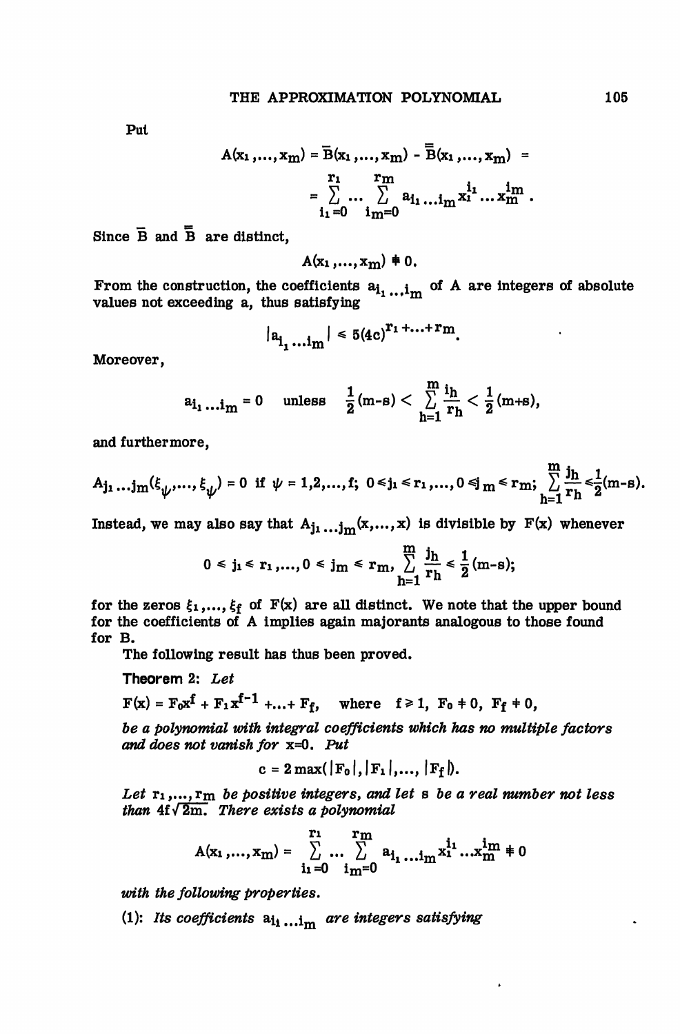Put

$$A(x_1,\dots,x_m) = \overline{B}(x_1,\dots,x_m) - \overline{\overline{B}}(x_1,\dots,x_m) =$$
$$= \sum_{i_1=0}^{r_1} \dots \sum_{i_m=0}^{r_m} a_{i_1\dots i_m} x_1^{i_1}\dots x_m^{i_m}.$$

Since $\overline{B}$ and $\overline{\overline{B}}$ are distinct,

$$A(x_1,\dots,x_m) \not\equiv 0.$$

From the construction, the coefficients $a_{i_1\dots i_m}$ of A are integers of absolute values not exceeding a, thus satisfying

$$|a_{i_1\dots i_m}| \leq 5(4c)^{r_1+\dots+r_m}.$$

Moreover,

$$a_{i_1\dots i_m} = 0 \quad \text{unless} \quad \frac{1}{2}(m-s) < \sum_{h=1}^{m} \frac{i_h}{r_h} < \frac{1}{2}(m+s),$$

and furthermore,

$$A_{j_1\dots j_m}(\xi_\psi,\dots,\xi_\psi) = 0 \text{ if } \psi = 1,2,\dots,f;\ 0 \leq j_1 \leq r_1,\dots,0 \leq j_m \leq r_m;\ \sum_{h=1}^{m} \frac{j_h}{r_h} \leq \frac{1}{2}(m-s).$$

Instead, we may also say that $A_{j_1\dots j_m}(x,\dots,x)$ is divisible by $F(x)$ whenever

$$0 \leq j_1 \leq r_1,\dots,0 \leq j_m \leq r_m,\ \sum_{h=1}^{m} \frac{j_h}{r_h} \leq \frac{1}{2}(m-s);$$

for the zeros $\xi_1,\dots,\xi_f$ of $F(x)$ are all distinct. We note that the upper bound for the coefficients of A implies again majorants analogous to those found for B.

The following result has thus been proved.

**Theorem 2:** *Let*

$$F(x) = F_0x^f + F_1x^{f-1} + \dots + F_f, \quad \text{where} \quad f \geq 1,\ F_0 \neq 0,\ F_f \neq 0,$$

*be a polynomial with integral coefficients which has no multiple factors and does not vanish for* $x=0$. *Put*

$$c = 2\max(|F_0|, |F_1|,\dots, |F_f|).$$

*Let* $r_1,\dots,r_m$ *be positive integers, and let* s *be a real number not less than* $4f\sqrt{2m}$. *There exists a polynomial*

$$A(x_1,\dots,x_m) = \sum_{i_1=0}^{r_1} \dots \sum_{i_m=0}^{r_m} a_{i_1\dots i_m} x_1^{i_1}\dots x_m^{i_m} \not\equiv 0$$

*with the following properties.*

(1): *Its coefficients* $a_{i_1\dots i_m}$ *are integers satisfying*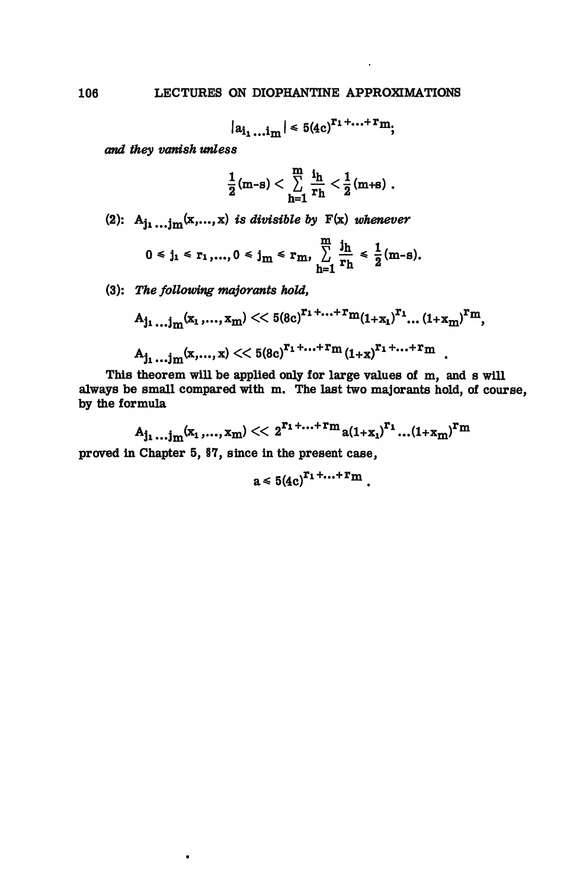$$|a_{i_1 \ldots i_m}| \leqslant 5(4c)^{r_1 + \ldots + r_m};$$

*and they vanish unless*

$$\frac{1}{2}(m-s) < \sum_{h=1}^{m} \frac{i_h}{r_h} < \frac{1}{2}(m+s) .$$

(2): $A_{j_1 \ldots j_m}(x, \ldots, x)$ *is divisible by* $F(x)$ *whenever*

$$0 \leqslant j_1 \leqslant r_1, \ldots, 0 \leqslant j_m \leqslant r_m, \sum_{h=1}^{m} \frac{j_h}{r_h} \leqslant \frac{1}{2}(m-s).$$

(3): *The following majorants hold,*

$$A_{j_1 \ldots j_m}(x_1, \ldots, x_m) << 5(8c)^{r_1 + \ldots + r_m}(1+x_1)^{r_1} \ldots (1+x_m)^{r_m},$$

$$A_{j_1 \ldots j_m}(x, \ldots, x) << 5(8c)^{r_1 + \ldots + r_m} (1+x)^{r_1 + \ldots + r_m} .$$

This theorem will be applied only for large values of $m$, and $s$ will always be small compared with $m$. The last two majorants hold, of course, by the formula

$$A_{j_1 \ldots j_m}(x_1, \ldots, x_m) << 2^{r_1 + \ldots + r_m} a(1+x_1)^{r_1} \ldots (1+x_m)^{r_m}$$

proved in Chapter 5, §7, since in the present case,

$$a \leqslant 5(4c)^{r_1 + \ldots + r_m} .$$